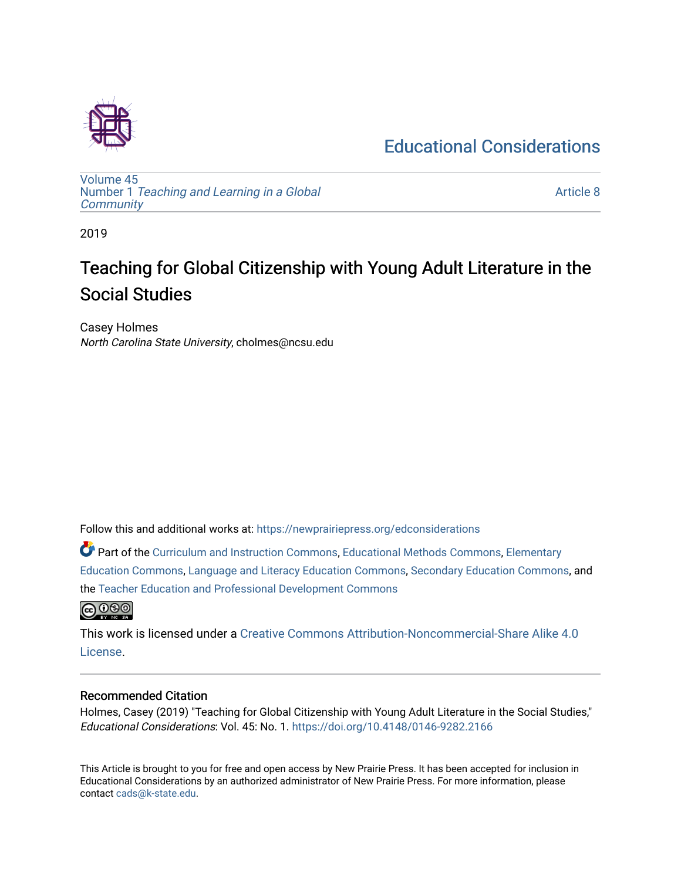Educational Considerations

Volume 45
Number 1 *Teaching and Learning in a Global Community*

Article 8

2019

# Teaching for Global Citizenship with Young Adult Literature in the Social Studies

Casey Holmes
*North Carolina State University*, cholmes@ncsu.edu

Follow this and additional works at: https://newprairiepress.org/edconsiderations

Part of the Curriculum and Instruction Commons, Educational Methods Commons, Elementary Education Commons, Language and Literacy Education Commons, Secondary Education Commons, and the Teacher Education and Professional Development Commons

This work is licensed under a Creative Commons Attribution-Noncommercial-Share Alike 4.0 License.

## Recommended Citation

Holmes, Casey (2019) "Teaching for Global Citizenship with Young Adult Literature in the Social Studies," *Educational Considerations*: Vol. 45: No. 1. https://doi.org/10.4148/0146-9282.2166

This Article is brought to you for free and open access by New Prairie Press. It has been accepted for inclusion in Educational Considerations by an authorized administrator of New Prairie Press. For more information, please contact cads@k-state.edu.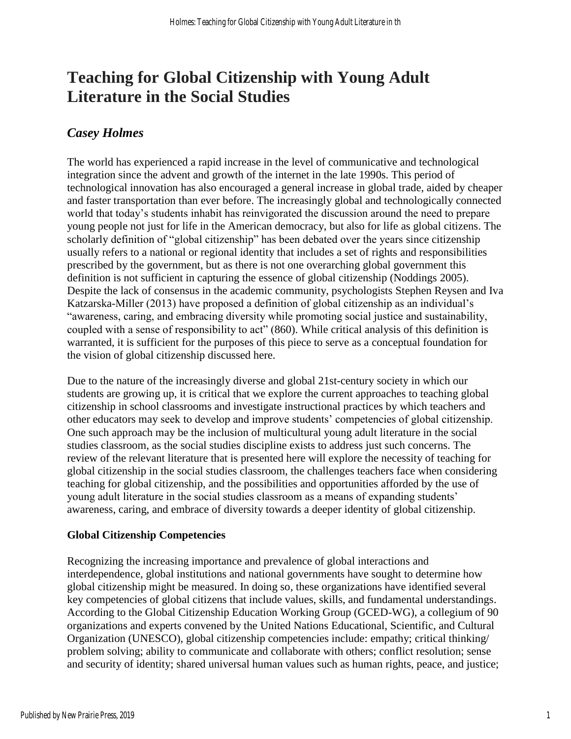# Teaching for Global Citizenship with Young Adult Literature in the Social Studies

## *Casey Holmes*

The world has experienced a rapid increase in the level of communicative and technological integration since the advent and growth of the internet in the late 1990s. This period of technological innovation has also encouraged a general increase in global trade, aided by cheaper and faster transportation than ever before. The increasingly global and technologically connected world that today's students inhabit has reinvigorated the discussion around the need to prepare young people not just for life in the American democracy, but also for life as global citizens. The scholarly definition of "global citizenship" has been debated over the years since citizenship usually refers to a national or regional identity that includes a set of rights and responsibilities prescribed by the government, but as there is not one overarching global government this definition is not sufficient in capturing the essence of global citizenship (Noddings 2005). Despite the lack of consensus in the academic community, psychologists Stephen Reysen and Iva Katzarska-Miller (2013) have proposed a definition of global citizenship as an individual's "awareness, caring, and embracing diversity while promoting social justice and sustainability, coupled with a sense of responsibility to act" (860). While critical analysis of this definition is warranted, it is sufficient for the purposes of this piece to serve as a conceptual foundation for the vision of global citizenship discussed here.

Due to the nature of the increasingly diverse and global 21st-century society in which our students are growing up, it is critical that we explore the current approaches to teaching global citizenship in school classrooms and investigate instructional practices by which teachers and other educators may seek to develop and improve students' competencies of global citizenship. One such approach may be the inclusion of multicultural young adult literature in the social studies classroom, as the social studies discipline exists to address just such concerns. The review of the relevant literature that is presented here will explore the necessity of teaching for global citizenship in the social studies classroom, the challenges teachers face when considering teaching for global citizenship, and the possibilities and opportunities afforded by the use of young adult literature in the social studies classroom as a means of expanding students' awareness, caring, and embrace of diversity towards a deeper identity of global citizenship.

**Global Citizenship Competencies**

Recognizing the increasing importance and prevalence of global interactions and interdependence, global institutions and national governments have sought to determine how global citizenship might be measured. In doing so, these organizations have identified several key competencies of global citizens that include values, skills, and fundamental understandings. According to the Global Citizenship Education Working Group (GCED-WG), a collegium of 90 organizations and experts convened by the United Nations Educational, Scientific, and Cultural Organization (UNESCO), global citizenship competencies include: empathy; critical thinking/ problem solving; ability to communicate and collaborate with others; conflict resolution; sense and security of identity; shared universal human values such as human rights, peace, and justice;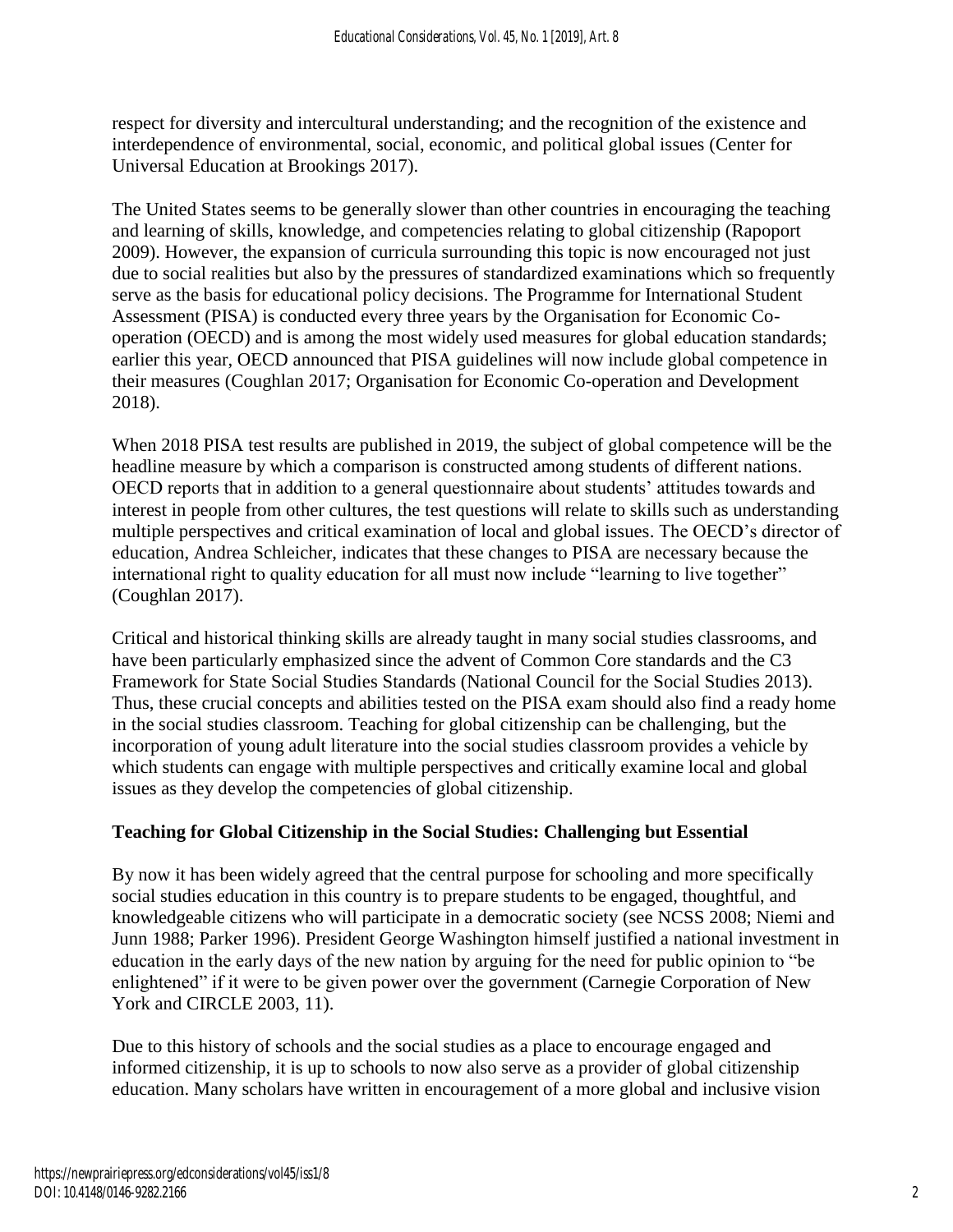respect for diversity and intercultural understanding; and the recognition of the existence and interdependence of environmental, social, economic, and political global issues (Center for Universal Education at Brookings 2017).

The United States seems to be generally slower than other countries in encouraging the teaching and learning of skills, knowledge, and competencies relating to global citizenship (Rapoport 2009). However, the expansion of curricula surrounding this topic is now encouraged not just due to social realities but also by the pressures of standardized examinations which so frequently serve as the basis for educational policy decisions. The Programme for International Student Assessment (PISA) is conducted every three years by the Organisation for Economic Co-operation (OECD) and is among the most widely used measures for global education standards; earlier this year, OECD announced that PISA guidelines will now include global competence in their measures (Coughlan 2017; Organisation for Economic Co-operation and Development 2018).

When 2018 PISA test results are published in 2019, the subject of global competence will be the headline measure by which a comparison is constructed among students of different nations. OECD reports that in addition to a general questionnaire about students' attitudes towards and interest in people from other cultures, the test questions will relate to skills such as understanding multiple perspectives and critical examination of local and global issues. The OECD's director of education, Andrea Schleicher, indicates that these changes to PISA are necessary because the international right to quality education for all must now include "learning to live together" (Coughlan 2017).

Critical and historical thinking skills are already taught in many social studies classrooms, and have been particularly emphasized since the advent of Common Core standards and the C3 Framework for State Social Studies Standards (National Council for the Social Studies 2013). Thus, these crucial concepts and abilities tested on the PISA exam should also find a ready home in the social studies classroom. Teaching for global citizenship can be challenging, but the incorporation of young adult literature into the social studies classroom provides a vehicle by which students can engage with multiple perspectives and critically examine local and global issues as they develop the competencies of global citizenship.

## Teaching for Global Citizenship in the Social Studies: Challenging but Essential

By now it has been widely agreed that the central purpose for schooling and more specifically social studies education in this country is to prepare students to be engaged, thoughtful, and knowledgeable citizens who will participate in a democratic society (see NCSS 2008; Niemi and Junn 1988; Parker 1996). President George Washington himself justified a national investment in education in the early days of the new nation by arguing for the need for public opinion to "be enlightened" if it were to be given power over the government (Carnegie Corporation of New York and CIRCLE 2003, 11).

Due to this history of schools and the social studies as a place to encourage engaged and informed citizenship, it is up to schools to now also serve as a provider of global citizenship education. Many scholars have written in encouragement of a more global and inclusive vision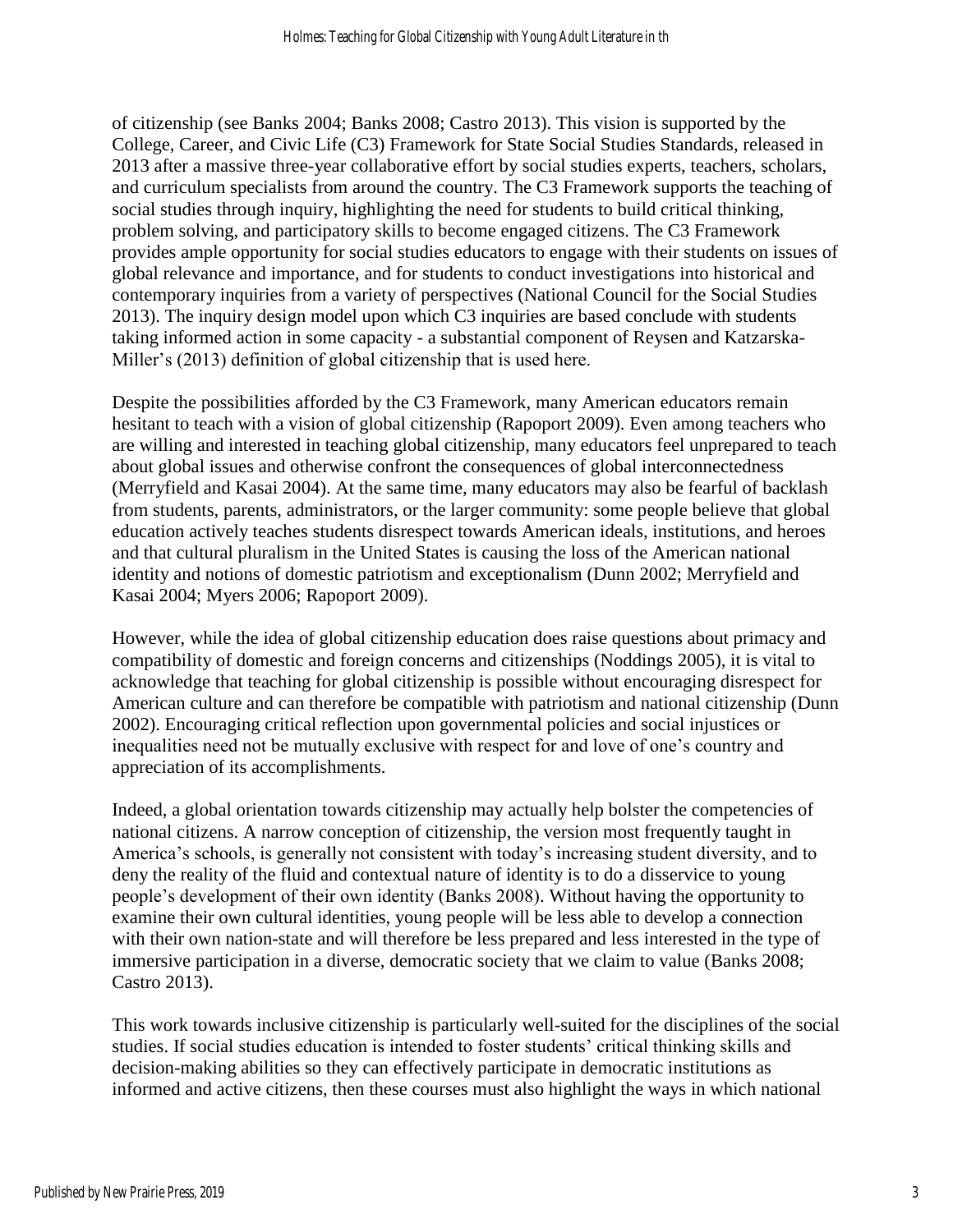of citizenship (see Banks 2004; Banks 2008; Castro 2013). This vision is supported by the College, Career, and Civic Life (C3) Framework for State Social Studies Standards, released in 2013 after a massive three-year collaborative effort by social studies experts, teachers, scholars, and curriculum specialists from around the country. The C3 Framework supports the teaching of social studies through inquiry, highlighting the need for students to build critical thinking, problem solving, and participatory skills to become engaged citizens. The C3 Framework provides ample opportunity for social studies educators to engage with their students on issues of global relevance and importance, and for students to conduct investigations into historical and contemporary inquiries from a variety of perspectives (National Council for the Social Studies 2013). The inquiry design model upon which C3 inquiries are based conclude with students taking informed action in some capacity - a substantial component of Reysen and Katzarska-Miller's (2013) definition of global citizenship that is used here.

Despite the possibilities afforded by the C3 Framework, many American educators remain hesitant to teach with a vision of global citizenship (Rapoport 2009). Even among teachers who are willing and interested in teaching global citizenship, many educators feel unprepared to teach about global issues and otherwise confront the consequences of global interconnectedness (Merryfield and Kasai 2004). At the same time, many educators may also be fearful of backlash from students, parents, administrators, or the larger community: some people believe that global education actively teaches students disrespect towards American ideals, institutions, and heroes and that cultural pluralism in the United States is causing the loss of the American national identity and notions of domestic patriotism and exceptionalism (Dunn 2002; Merryfield and Kasai 2004; Myers 2006; Rapoport 2009).

However, while the idea of global citizenship education does raise questions about primacy and compatibility of domestic and foreign concerns and citizenships (Noddings 2005), it is vital to acknowledge that teaching for global citizenship is possible without encouraging disrespect for American culture and can therefore be compatible with patriotism and national citizenship (Dunn 2002). Encouraging critical reflection upon governmental policies and social injustices or inequalities need not be mutually exclusive with respect for and love of one's country and appreciation of its accomplishments.

Indeed, a global orientation towards citizenship may actually help bolster the competencies of national citizens. A narrow conception of citizenship, the version most frequently taught in America's schools, is generally not consistent with today's increasing student diversity, and to deny the reality of the fluid and contextual nature of identity is to do a disservice to young people's development of their own identity (Banks 2008). Without having the opportunity to examine their own cultural identities, young people will be less able to develop a connection with their own nation-state and will therefore be less prepared and less interested in the type of immersive participation in a diverse, democratic society that we claim to value (Banks 2008; Castro 2013).

This work towards inclusive citizenship is particularly well-suited for the disciplines of the social studies. If social studies education is intended to foster students' critical thinking skills and decision-making abilities so they can effectively participate in democratic institutions as informed and active citizens, then these courses must also highlight the ways in which national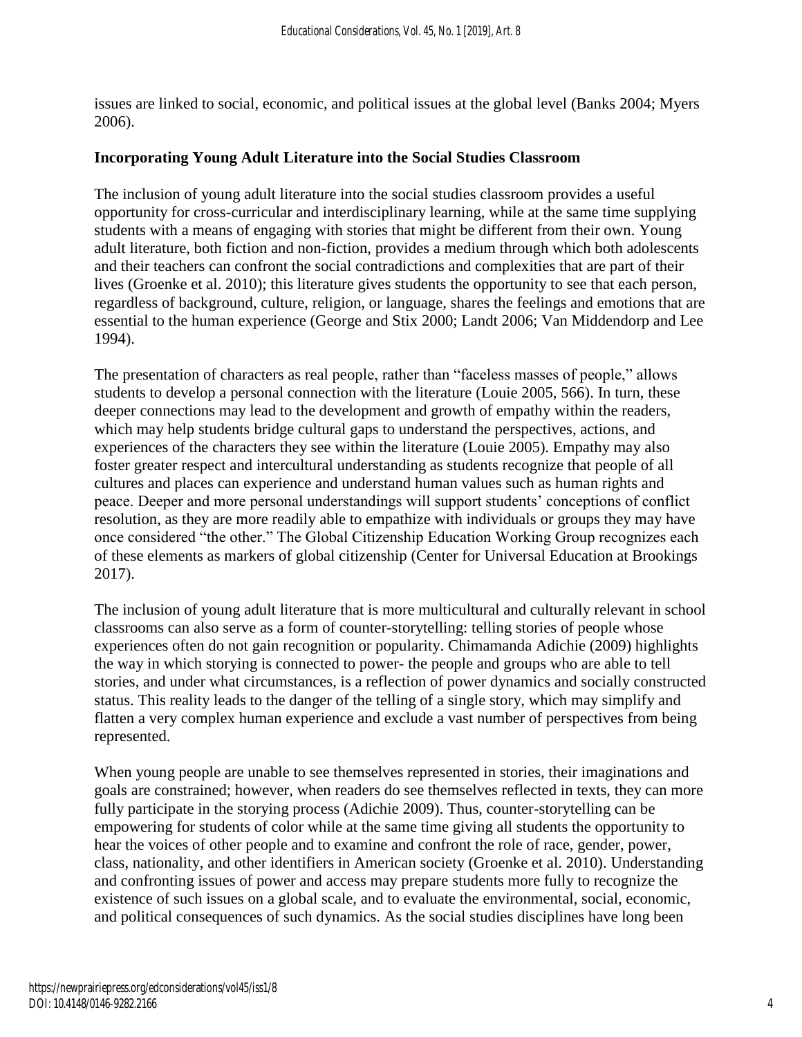issues are linked to social, economic, and political issues at the global level (Banks 2004; Myers 2006).

### Incorporating Young Adult Literature into the Social Studies Classroom

The inclusion of young adult literature into the social studies classroom provides a useful opportunity for cross-curricular and interdisciplinary learning, while at the same time supplying students with a means of engaging with stories that might be different from their own. Young adult literature, both fiction and non-fiction, provides a medium through which both adolescents and their teachers can confront the social contradictions and complexities that are part of their lives (Groenke et al. 2010); this literature gives students the opportunity to see that each person, regardless of background, culture, religion, or language, shares the feelings and emotions that are essential to the human experience (George and Stix 2000; Landt 2006; Van Middendorp and Lee 1994).

The presentation of characters as real people, rather than "faceless masses of people," allows students to develop a personal connection with the literature (Louie 2005, 566). In turn, these deeper connections may lead to the development and growth of empathy within the readers, which may help students bridge cultural gaps to understand the perspectives, actions, and experiences of the characters they see within the literature (Louie 2005). Empathy may also foster greater respect and intercultural understanding as students recognize that people of all cultures and places can experience and understand human values such as human rights and peace. Deeper and more personal understandings will support students' conceptions of conflict resolution, as they are more readily able to empathize with individuals or groups they may have once considered "the other." The Global Citizenship Education Working Group recognizes each of these elements as markers of global citizenship (Center for Universal Education at Brookings 2017).

The inclusion of young adult literature that is more multicultural and culturally relevant in school classrooms can also serve as a form of counter-storytelling: telling stories of people whose experiences often do not gain recognition or popularity. Chimamanda Adichie (2009) highlights the way in which storying is connected to power- the people and groups who are able to tell stories, and under what circumstances, is a reflection of power dynamics and socially constructed status. This reality leads to the danger of the telling of a single story, which may simplify and flatten a very complex human experience and exclude a vast number of perspectives from being represented.

When young people are unable to see themselves represented in stories, their imaginations and goals are constrained; however, when readers do see themselves reflected in texts, they can more fully participate in the storying process (Adichie 2009). Thus, counter-storytelling can be empowering for students of color while at the same time giving all students the opportunity to hear the voices of other people and to examine and confront the role of race, gender, power, class, nationality, and other identifiers in American society (Groenke et al. 2010). Understanding and confronting issues of power and access may prepare students more fully to recognize the existence of such issues on a global scale, and to evaluate the environmental, social, economic, and political consequences of such dynamics. As the social studies disciplines have long been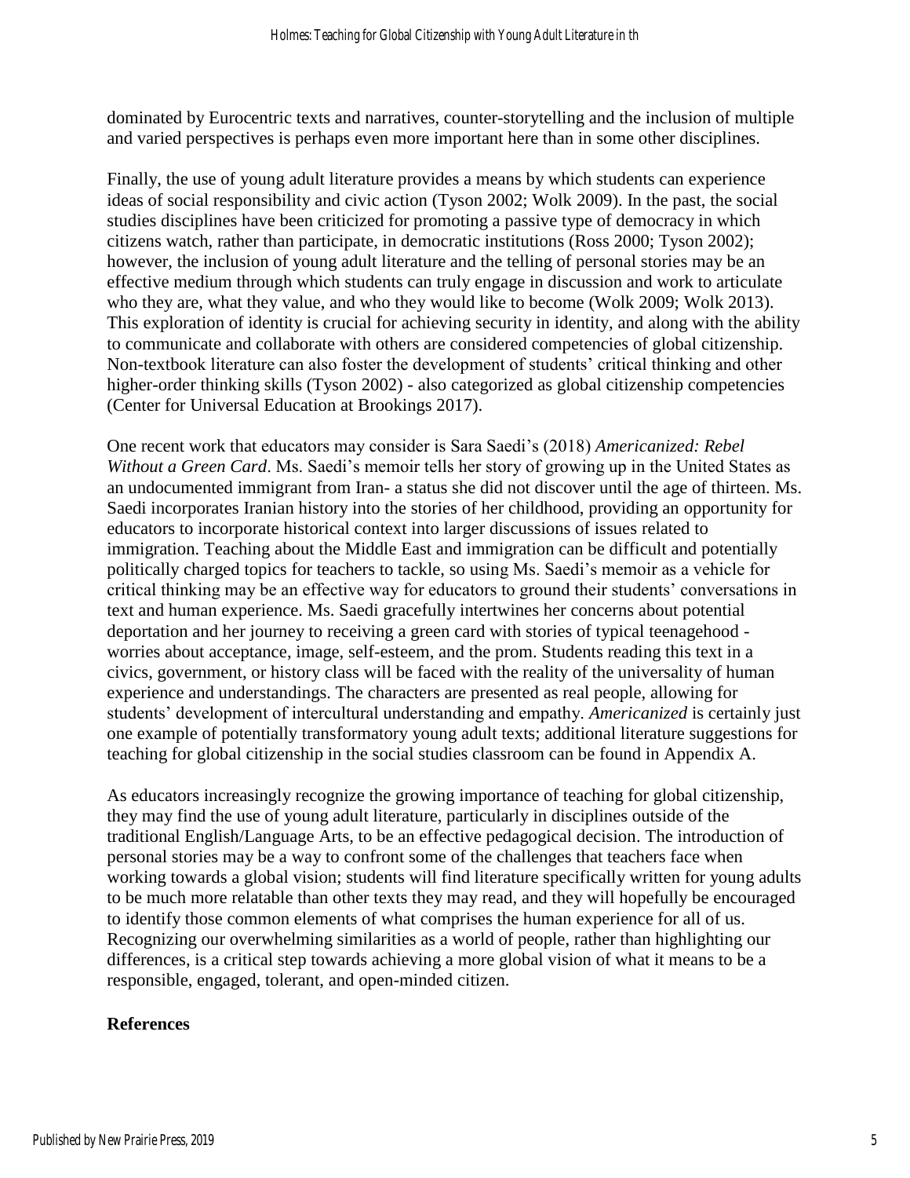dominated by Eurocentric texts and narratives, counter-storytelling and the inclusion of multiple and varied perspectives is perhaps even more important here than in some other disciplines.

Finally, the use of young adult literature provides a means by which students can experience ideas of social responsibility and civic action (Tyson 2002; Wolk 2009). In the past, the social studies disciplines have been criticized for promoting a passive type of democracy in which citizens watch, rather than participate, in democratic institutions (Ross 2000; Tyson 2002); however, the inclusion of young adult literature and the telling of personal stories may be an effective medium through which students can truly engage in discussion and work to articulate who they are, what they value, and who they would like to become (Wolk 2009; Wolk 2013). This exploration of identity is crucial for achieving security in identity, and along with the ability to communicate and collaborate with others are considered competencies of global citizenship. Non-textbook literature can also foster the development of students' critical thinking and other higher-order thinking skills (Tyson 2002) - also categorized as global citizenship competencies (Center for Universal Education at Brookings 2017).

One recent work that educators may consider is Sara Saedi's (2018) *Americanized: Rebel Without a Green Card*. Ms. Saedi's memoir tells her story of growing up in the United States as an undocumented immigrant from Iran- a status she did not discover until the age of thirteen. Ms. Saedi incorporates Iranian history into the stories of her childhood, providing an opportunity for educators to incorporate historical context into larger discussions of issues related to immigration. Teaching about the Middle East and immigration can be difficult and potentially politically charged topics for teachers to tackle, so using Ms. Saedi's memoir as a vehicle for critical thinking may be an effective way for educators to ground their students' conversations in text and human experience. Ms. Saedi gracefully intertwines her concerns about potential deportation and her journey to receiving a green card with stories of typical teenagehood - worries about acceptance, image, self-esteem, and the prom. Students reading this text in a civics, government, or history class will be faced with the reality of the universality of human experience and understandings. The characters are presented as real people, allowing for students' development of intercultural understanding and empathy. *Americanized* is certainly just one example of potentially transformatory young adult texts; additional literature suggestions for teaching for global citizenship in the social studies classroom can be found in Appendix A.

As educators increasingly recognize the growing importance of teaching for global citizenship, they may find the use of young adult literature, particularly in disciplines outside of the traditional English/Language Arts, to be an effective pedagogical decision. The introduction of personal stories may be a way to confront some of the challenges that teachers face when working towards a global vision; students will find literature specifically written for young adults to be much more relatable than other texts they may read, and they will hopefully be encouraged to identify those common elements of what comprises the human experience for all of us. Recognizing our overwhelming similarities as a world of people, rather than highlighting our differences, is a critical step towards achieving a more global vision of what it means to be a responsible, engaged, tolerant, and open-minded citizen.

**References**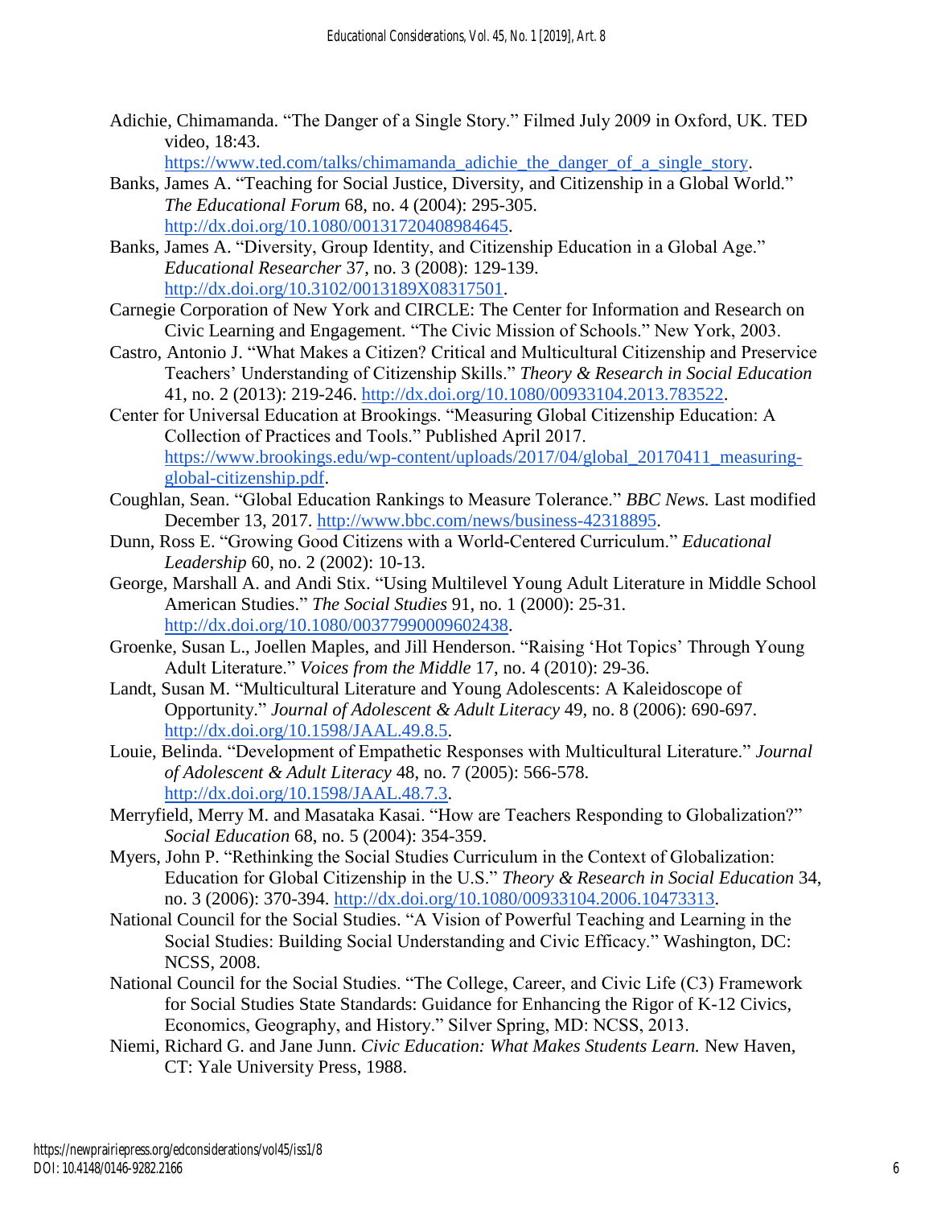Adichie, Chimamanda. "The Danger of a Single Story." Filmed July 2009 in Oxford, UK. TED video, 18:43. https://www.ted.com/talks/chimamanda_adichie_the_danger_of_a_single_story.

Banks, James A. "Teaching for Social Justice, Diversity, and Citizenship in a Global World." *The Educational Forum* 68, no. 4 (2004): 295-305. http://dx.doi.org/10.1080/00131720408984645.

Banks, James A. "Diversity, Group Identity, and Citizenship Education in a Global Age." *Educational Researcher* 37, no. 3 (2008): 129-139. http://dx.doi.org/10.3102/0013189X08317501.

Carnegie Corporation of New York and CIRCLE: The Center for Information and Research on Civic Learning and Engagement. "The Civic Mission of Schools." New York, 2003.

Castro, Antonio J. "What Makes a Citizen? Critical and Multicultural Citizenship and Preservice Teachers' Understanding of Citizenship Skills." *Theory & Research in Social Education* 41, no. 2 (2013): 219-246. http://dx.doi.org/10.1080/00933104.2013.783522.

Center for Universal Education at Brookings. "Measuring Global Citizenship Education: A Collection of Practices and Tools." Published April 2017. https://www.brookings.edu/wp-content/uploads/2017/04/global_20170411_measuring-global-citizenship.pdf.

Coughlan, Sean. "Global Education Rankings to Measure Tolerance." *BBC News.* Last modified December 13, 2017. http://www.bbc.com/news/business-42318895.

Dunn, Ross E. "Growing Good Citizens with a World-Centered Curriculum." *Educational Leadership* 60, no. 2 (2002): 10-13.

George, Marshall A. and Andi Stix. "Using Multilevel Young Adult Literature in Middle School American Studies." *The Social Studies* 91, no. 1 (2000): 25-31. http://dx.doi.org/10.1080/00377990009602438.

Groenke, Susan L., Joellen Maples, and Jill Henderson. "Raising 'Hot Topics' Through Young Adult Literature." *Voices from the Middle* 17, no. 4 (2010): 29-36.

Landt, Susan M. "Multicultural Literature and Young Adolescents: A Kaleidoscope of Opportunity." *Journal of Adolescent & Adult Literacy* 49, no. 8 (2006): 690-697. http://dx.doi.org/10.1598/JAAL.49.8.5.

Louie, Belinda. "Development of Empathetic Responses with Multicultural Literature." *Journal of Adolescent & Adult Literacy* 48, no. 7 (2005): 566-578. http://dx.doi.org/10.1598/JAAL.48.7.3.

Merryfield, Merry M. and Masataka Kasai. "How are Teachers Responding to Globalization?" *Social Education* 68, no. 5 (2004): 354-359.

Myers, John P. "Rethinking the Social Studies Curriculum in the Context of Globalization: Education for Global Citizenship in the U.S." *Theory & Research in Social Education* 34, no. 3 (2006): 370-394. http://dx.doi.org/10.1080/00933104.2006.10473313.

National Council for the Social Studies. "A Vision of Powerful Teaching and Learning in the Social Studies: Building Social Understanding and Civic Efficacy." Washington, DC: NCSS, 2008.

National Council for the Social Studies. "The College, Career, and Civic Life (C3) Framework for Social Studies State Standards: Guidance for Enhancing the Rigor of K-12 Civics, Economics, Geography, and History." Silver Spring, MD: NCSS, 2013.

Niemi, Richard G. and Jane Junn. *Civic Education: What Makes Students Learn.* New Haven, CT: Yale University Press, 1988.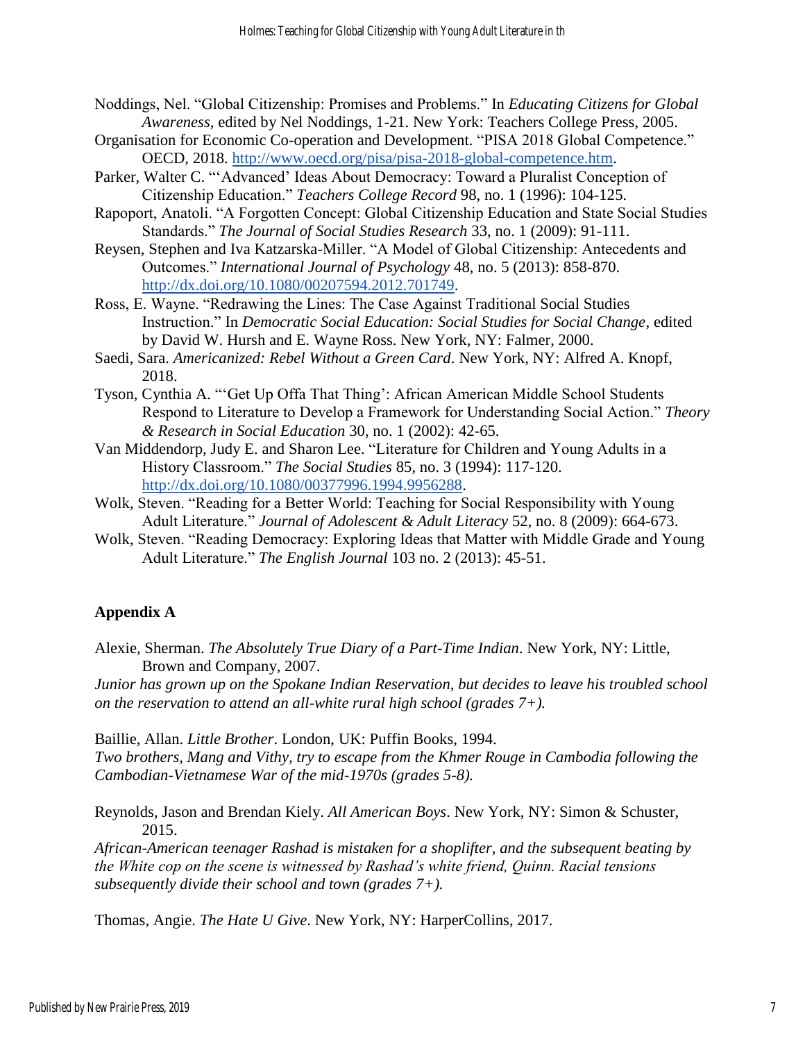Noddings, Nel. "Global Citizenship: Promises and Problems." In *Educating Citizens for Global Awareness*, edited by Nel Noddings, 1-21. New York: Teachers College Press, 2005.

Organisation for Economic Co-operation and Development. "PISA 2018 Global Competence." OECD, 2018. http://www.oecd.org/pisa/pisa-2018-global-competence.htm.

Parker, Walter C. "'Advanced' Ideas About Democracy: Toward a Pluralist Conception of Citizenship Education." *Teachers College Record* 98, no. 1 (1996): 104-125.

Rapoport, Anatoli. "A Forgotten Concept: Global Citizenship Education and State Social Studies Standards." *The Journal of Social Studies Research* 33, no. 1 (2009): 91-111.

Reysen, Stephen and Iva Katzarska-Miller. "A Model of Global Citizenship: Antecedents and Outcomes." *International Journal of Psychology* 48, no. 5 (2013): 858-870. http://dx.doi.org/10.1080/00207594.2012.701749.

Ross, E. Wayne. "Redrawing the Lines: The Case Against Traditional Social Studies Instruction." In *Democratic Social Education: Social Studies for Social Change*, edited by David W. Hursh and E. Wayne Ross. New York, NY: Falmer, 2000.

Saedi, Sara. *Americanized: Rebel Without a Green Card*. New York, NY: Alfred A. Knopf, 2018.

Tyson, Cynthia A. "'Get Up Offa That Thing': African American Middle School Students Respond to Literature to Develop a Framework for Understanding Social Action." *Theory & Research in Social Education* 30, no. 1 (2002): 42-65.

Van Middendorp, Judy E. and Sharon Lee. "Literature for Children and Young Adults in a History Classroom." *The Social Studies* 85, no. 3 (1994): 117-120. http://dx.doi.org/10.1080/00377996.1994.9956288.

Wolk, Steven. "Reading for a Better World: Teaching for Social Responsibility with Young Adult Literature." *Journal of Adolescent & Adult Literacy* 52, no. 8 (2009): 664-673.

Wolk, Steven. "Reading Democracy: Exploring Ideas that Matter with Middle Grade and Young Adult Literature." *The English Journal* 103 no. 2 (2013): 45-51.

## Appendix A

Alexie, Sherman. *The Absolutely True Diary of a Part-Time Indian*. New York, NY: Little, Brown and Company, 2007.
*Junior has grown up on the Spokane Indian Reservation, but decides to leave his troubled school on the reservation to attend an all-white rural high school (grades 7+).*

Baillie, Allan. *Little Brother*. London, UK: Puffin Books, 1994.
*Two brothers, Mang and Vithy, try to escape from the Khmer Rouge in Cambodia following the Cambodian-Vietnamese War of the mid-1970s (grades 5-8).*

Reynolds, Jason and Brendan Kiely. *All American Boys*. New York, NY: Simon & Schuster, 2015.
*African-American teenager Rashad is mistaken for a shoplifter, and the subsequent beating by the White cop on the scene is witnessed by Rashad's white friend, Quinn. Racial tensions subsequently divide their school and town (grades 7+).*

Thomas, Angie. *The Hate U Give*. New York, NY: HarperCollins, 2017.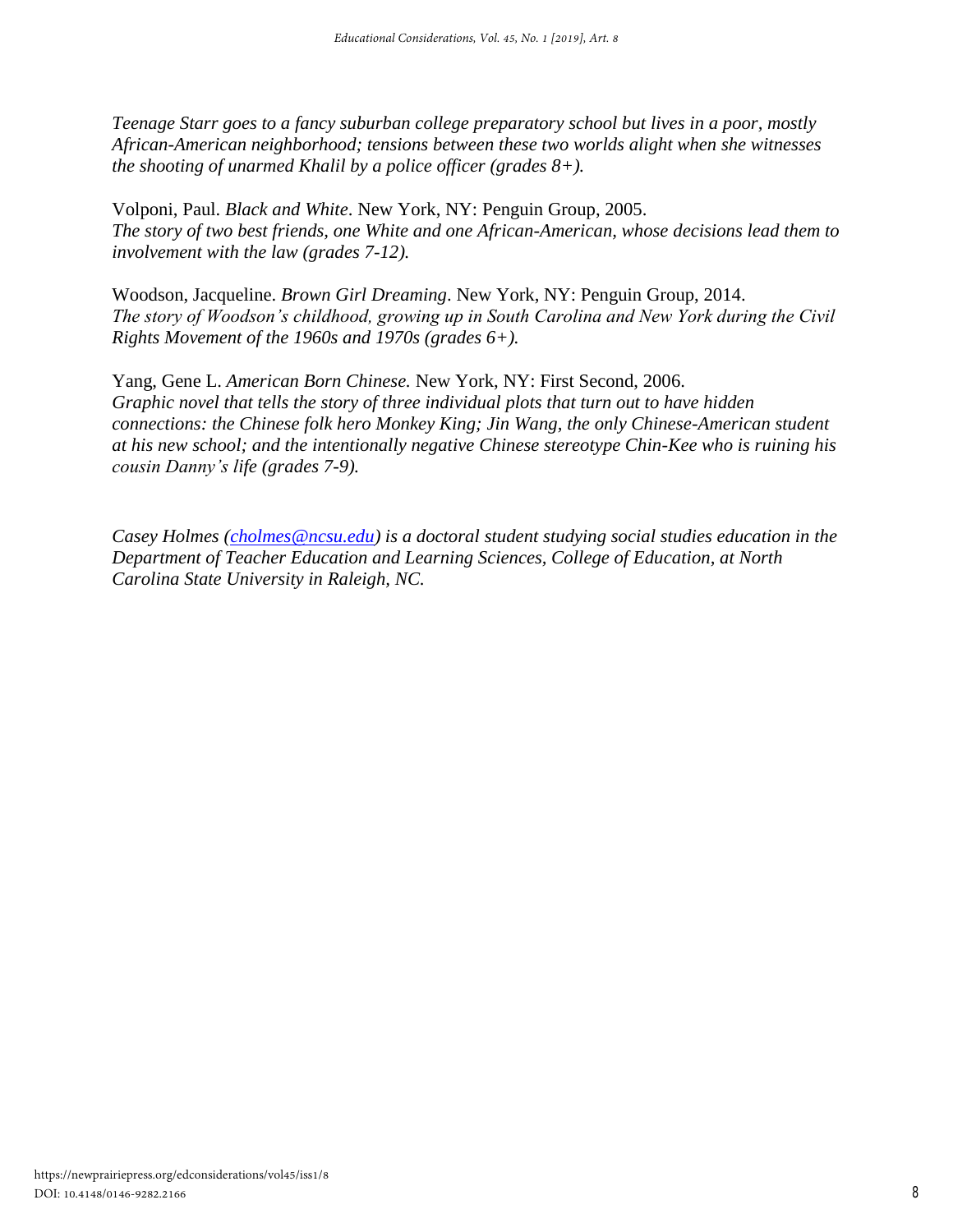*Teenage Starr goes to a fancy suburban college preparatory school but lives in a poor, mostly African-American neighborhood; tensions between these two worlds alight when she witnesses the shooting of unarmed Khalil by a police officer (grades 8+).*

Volponi, Paul. *Black and White*. New York, NY: Penguin Group, 2005.
*The story of two best friends, one White and one African-American, whose decisions lead them to involvement with the law (grades 7-12).*

Woodson, Jacqueline. *Brown Girl Dreaming*. New York, NY: Penguin Group, 2014.
*The story of Woodson's childhood, growing up in South Carolina and New York during the Civil Rights Movement of the 1960s and 1970s (grades 6+).*

Yang, Gene L. *American Born Chinese.* New York, NY: First Second, 2006.
*Graphic novel that tells the story of three individual plots that turn out to have hidden connections: the Chinese folk hero Monkey King; Jin Wang, the only Chinese-American student at his new school; and the intentionally negative Chinese stereotype Chin-Kee who is ruining his cousin Danny's life (grades 7-9).*

*Casey Holmes (cholmes@ncsu.edu) is a doctoral student studying social studies education in the Department of Teacher Education and Learning Sciences, College of Education, at North Carolina State University in Raleigh, NC.*